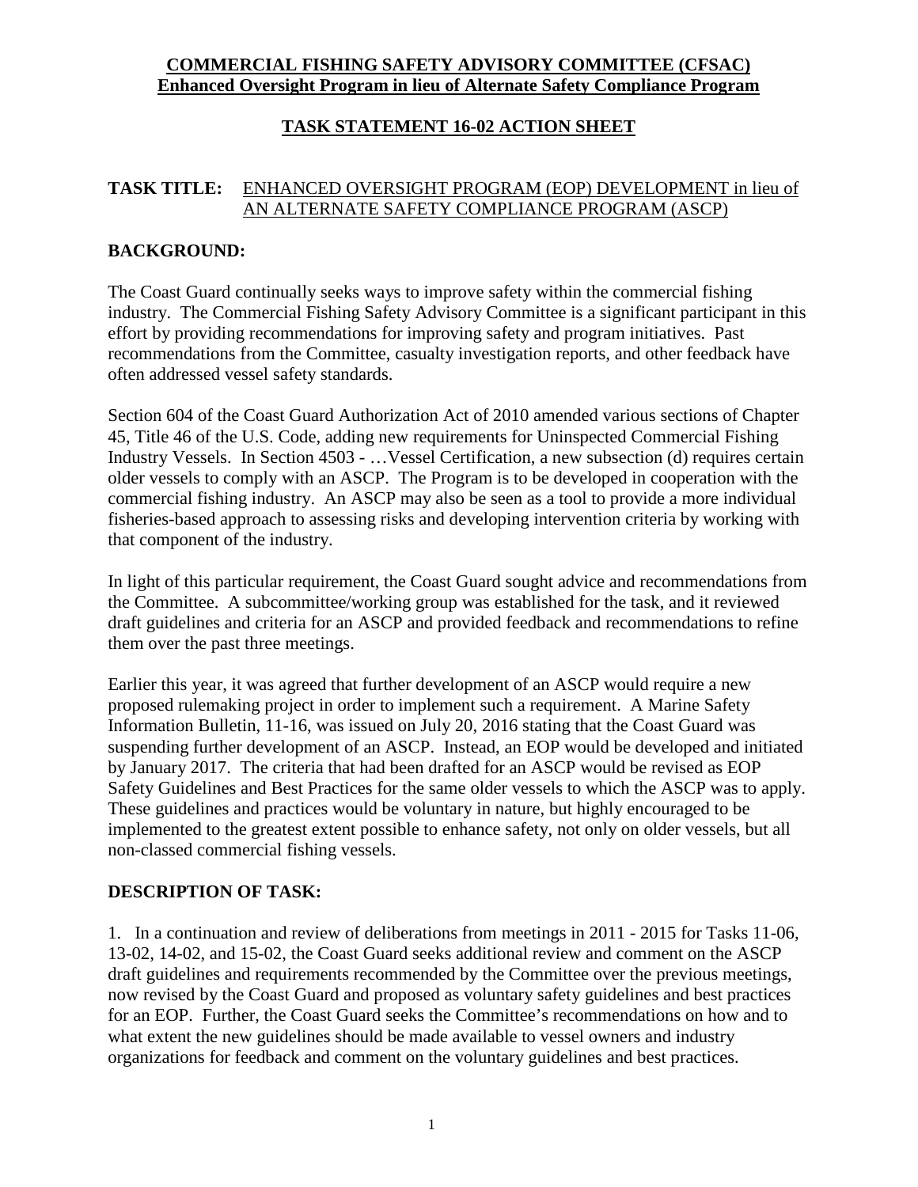**COMMERCIAL FISHING SAFETY ADVISORY COMMITTEE (CFSAC)**
**Enhanced Oversight Program in lieu of Alternate Safety Compliance Program**

# TASK STATEMENT 16-02 ACTION SHEET

**TASK TITLE:** ENHANCED OVERSIGHT PROGRAM (EOP) DEVELOPMENT in lieu of AN ALTERNATE SAFETY COMPLIANCE PROGRAM (ASCP)

## BACKGROUND:

The Coast Guard continually seeks ways to improve safety within the commercial fishing industry. The Commercial Fishing Safety Advisory Committee is a significant participant in this effort by providing recommendations for improving safety and program initiatives. Past recommendations from the Committee, casualty investigation reports, and other feedback have often addressed vessel safety standards.

Section 604 of the Coast Guard Authorization Act of 2010 amended various sections of Chapter 45, Title 46 of the U.S. Code, adding new requirements for Uninspected Commercial Fishing Industry Vessels. In Section 4503 - …Vessel Certification, a new subsection (d) requires certain older vessels to comply with an ASCP. The Program is to be developed in cooperation with the commercial fishing industry. An ASCP may also be seen as a tool to provide a more individual fisheries-based approach to assessing risks and developing intervention criteria by working with that component of the industry.

In light of this particular requirement, the Coast Guard sought advice and recommendations from the Committee. A subcommittee/working group was established for the task, and it reviewed draft guidelines and criteria for an ASCP and provided feedback and recommendations to refine them over the past three meetings.

Earlier this year, it was agreed that further development of an ASCP would require a new proposed rulemaking project in order to implement such a requirement. A Marine Safety Information Bulletin, 11-16, was issued on July 20, 2016 stating that the Coast Guard was suspending further development of an ASCP. Instead, an EOP would be developed and initiated by January 2017. The criteria that had been drafted for an ASCP would be revised as EOP Safety Guidelines and Best Practices for the same older vessels to which the ASCP was to apply. These guidelines and practices would be voluntary in nature, but highly encouraged to be implemented to the greatest extent possible to enhance safety, not only on older vessels, but all non-classed commercial fishing vessels.

## DESCRIPTION OF TASK:

1. In a continuation and review of deliberations from meetings in 2011 - 2015 for Tasks 11-06, 13-02, 14-02, and 15-02, the Coast Guard seeks additional review and comment on the ASCP draft guidelines and requirements recommended by the Committee over the previous meetings, now revised by the Coast Guard and proposed as voluntary safety guidelines and best practices for an EOP. Further, the Coast Guard seeks the Committee's recommendations on how and to what extent the new guidelines should be made available to vessel owners and industry organizations for feedback and comment on the voluntary guidelines and best practices.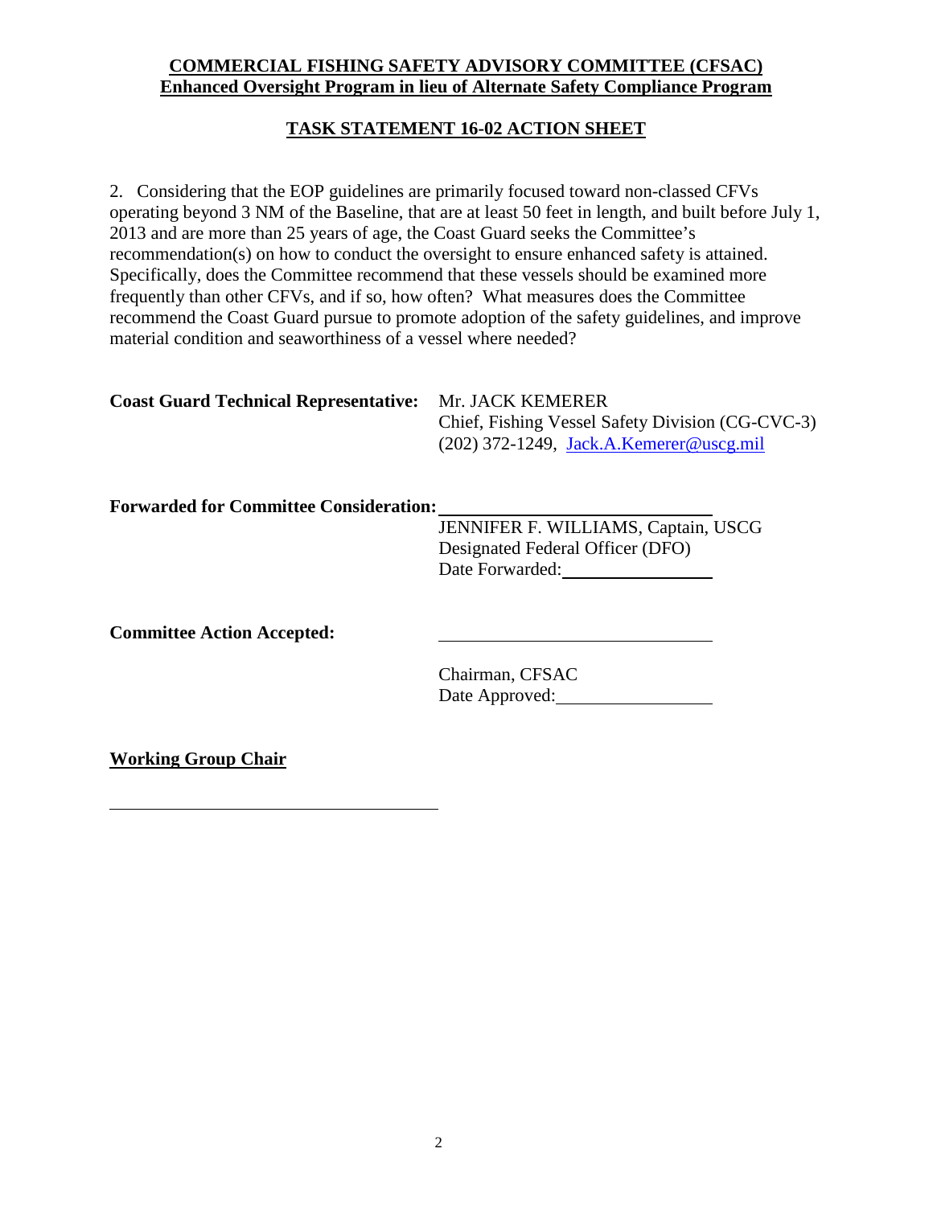**COMMERCIAL FISHING SAFETY ADVISORY COMMITTEE (CFSAC)**
**Enhanced Oversight Program in lieu of Alternate Safety Compliance Program**

**TASK STATEMENT 16-02 ACTION SHEET**

2. Considering that the EOP guidelines are primarily focused toward non-classed CFVs operating beyond 3 NM of the Baseline, that are at least 50 feet in length, and built before July 1, 2013 and are more than 25 years of age, the Coast Guard seeks the Committee's recommendation(s) on how to conduct the oversight to ensure enhanced safety is attained. Specifically, does the Committee recommend that these vessels should be examined more frequently than other CFVs, and if so, how often? What measures does the Committee recommend the Coast Guard pursue to promote adoption of the safety guidelines, and improve material condition and seaworthiness of a vessel where needed?

**Coast Guard Technical Representative:** Mr. JACK KEMERER
Chief, Fishing Vessel Safety Division (CG-CVC-3)
(202) 372-1249, Jack.A.Kemerer@uscg.mil

**Forwarded for Committee Consideration:** ______________________

JENNIFER F. WILLIAMS, Captain, USCG
Designated Federal Officer (DFO)
Date Forwarded: ______________

**Committee Action Accepted:** ______________________

Chairman, CFSAC
Date Approved: ______________

**Working Group Chair**

______________________